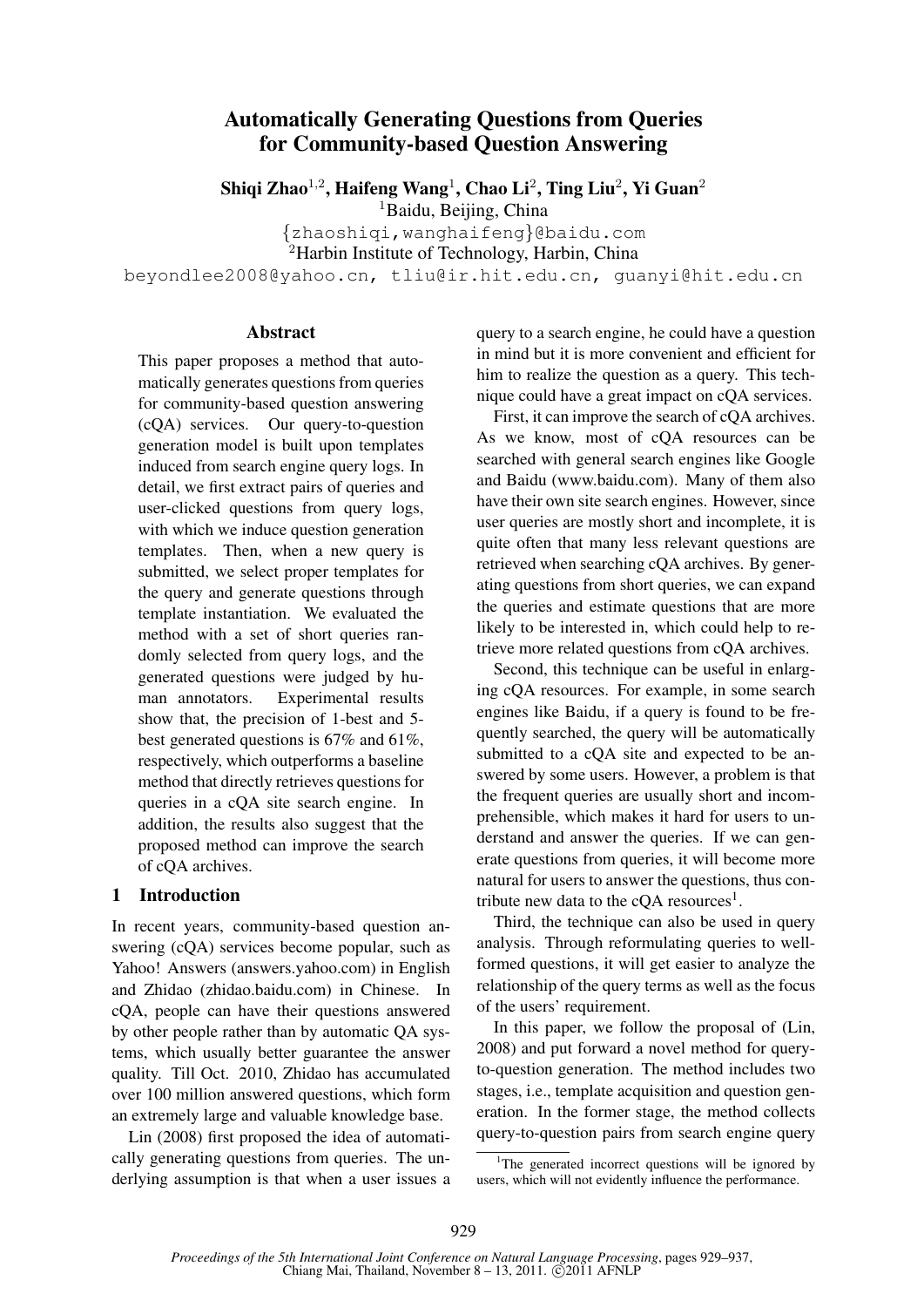# Automatically Generating Questions from Queries for Community-based Question Answering

**Shiqi Zhao[1,2], Haifeng Wang[1], Chao Li[2], Ting Liu[2], Yi Guan[2]**

[1]Baidu, Beijing, China

{zhaoshiqi,wanghaifeng}@baidu.com

[2]Harbin Institute of Technology, Harbin, China

beyondlee2008@yahoo.cn, tliu@ir.hit.edu.cn, guanyi@hit.edu.cn

## Abstract

This paper proposes a method that automatically generates questions from queries for community-based question answering (cQA) services. Our query-to-question generation model is built upon templates induced from search engine query logs. In detail, we first extract pairs of queries and user-clicked questions from query logs, with which we induce question generation templates. Then, when a new query is submitted, we select proper templates for the query and generate questions through template instantiation. We evaluated the method with a set of short queries randomly selected from query logs, and the generated questions were judged by human annotators. Experimental results show that, the precision of 1-best and 5-best generated questions is 67% and 61%, respectively, which outperforms a baseline method that directly retrieves questions for queries in a cQA site search engine. In addition, the results also suggest that the proposed method can improve the search of cQA archives.

## 1 Introduction

In recent years, community-based question answering (cQA) services become popular, such as Yahoo! Answers (answers.yahoo.com) in English and Zhidao (zhidao.baidu.com) in Chinese. In cQA, people can have their questions answered by other people rather than by automatic QA systems, which usually better guarantee the answer quality. Till Oct. 2010, Zhidao has accumulated over 100 million answered questions, which form an extremely large and valuable knowledge base.

Lin (2008) first proposed the idea of automatically generating questions from queries. The underlying assumption is that when a user issues a query to a search engine, he could have a question in mind but it is more convenient and efficient for him to realize the question as a query. This technique could have a great impact on cQA services.

First, it can improve the search of cQA archives. As we know, most of cQA resources can be searched with general search engines like Google and Baidu (www.baidu.com). Many of them also have their own site search engines. However, since user queries are mostly short and incomplete, it is quite often that many less relevant questions are retrieved when searching cQA archives. By generating questions from short queries, we can expand the queries and estimate questions that are more likely to be interested in, which could help to retrieve more related questions from cQA archives.

Second, this technique can be useful in enlarging cQA resources. For example, in some search engines like Baidu, if a query is found to be frequently searched, the query will be automatically submitted to a cQA site and expected to be answered by some users. However, a problem is that the frequent queries are usually short and incomprehensible, which makes it hard for users to understand and answer the queries. If we can generate questions from queries, it will become more natural for users to answer the questions, thus contribute new data to the cQA resources[1].

Third, the technique can also be used in query analysis. Through reformulating queries to well-formed questions, it will get easier to analyze the relationship of the query terms as well as the focus of the users' requirement.

In this paper, we follow the proposal of (Lin, 2008) and put forward a novel method for query-to-question generation. The method includes two stages, i.e., template acquisition and question generation. In the former stage, the method collects query-to-question pairs from search engine query

[1]The generated incorrect questions will be ignored by users, which will not evidently influence the performance.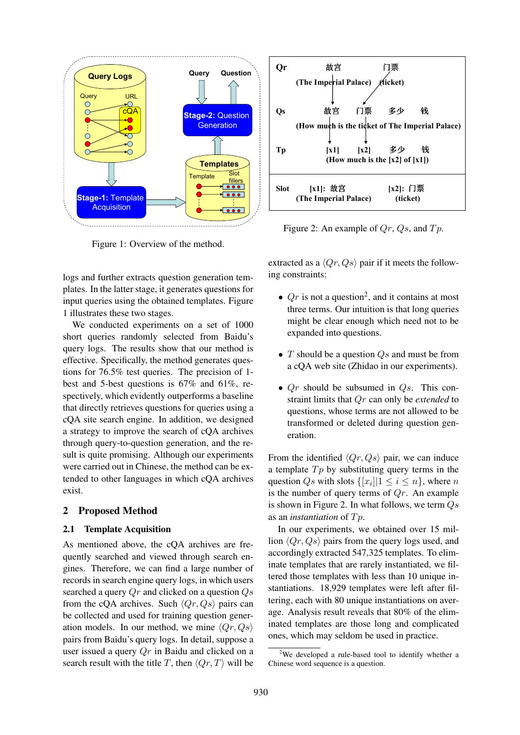Figure 1: Overview of the method.

Figure 2: An example of $Qr$, $Qs$, and $Tp$.

logs and further extracts question generation templates. In the latter stage, it generates questions for input queries using the obtained templates. Figure 1 illustrates these two stages.

We conducted experiments on a set of 1000 short queries randomly selected from Baidu's query logs. The results show that our method is effective. Specifically, the method generates questions for 76.5% test queries. The precision of 1-best and 5-best questions is 67% and 61%, respectively, which evidently outperforms a baseline that directly retrieves questions for queries using a cQA site search engine. In addition, we designed a strategy to improve the search of cQA archives through query-to-question generation, and the result is quite promising. Although our experiments were carried out in Chinese, the method can be extended to other languages in which cQA archives exist.

## 2 Proposed Method

### 2.1 Template Acquisition

As mentioned above, the cQA archives are frequently searched and viewed through search engines. Therefore, we can find a large number of records in search engine query logs, in which users searched a query $Qr$ and clicked on a question $Qs$ from the cQA archives. Such $\langle Qr, Qs \rangle$ pairs can be collected and used for training question generation models. In our method, we mine $\langle Qr, Qs \rangle$ pairs from Baidu's query logs. In detail, suppose a user issued a query $Qr$ in Baidu and clicked on a search result with the title $T$, then $\langle Qr, T \rangle$ will be extracted as a $\langle Qr, Qs \rangle$ pair if it meets the following constraints:

- $Qr$ is not a question[2], and it contains at most three terms. Our intuition is that long queries might be clear enough which need not to be expanded into questions.
- $T$ should be a question $Qs$ and must be from a cQA web site (Zhidao in our experiments).
- $Qr$ should be subsumed in $Qs$. This constraint limits that $Qr$ can only be *extended* to questions, whose terms are not allowed to be transformed or deleted during question generation.

From the identified $\langle Qr, Qs \rangle$ pair, we can induce a template $Tp$ by substituting query terms in the question $Qs$ with slots $\{[x_i] | 1 \leq i \leq n\}$, where $n$ is the number of query terms of $Qr$. An example is shown in Figure 2. In what follows, we term $Qs$ as an *instantiation* of $Tp$.

In our experiments, we obtained over 15 million $\langle Qr, Qs \rangle$ pairs from the query logs used, and accordingly extracted 547,325 templates. To eliminate templates that are rarely instantiated, we filtered those templates with less than 10 unique instantiations. 18,929 templates were left after filtering, each with 80 unique instantiations on average. Analysis result reveals that 80% of the eliminated templates are those long and complicated ones, which may seldom be used in practice.

[2] We developed a rule-based tool to identify whether a Chinese word sequence is a question.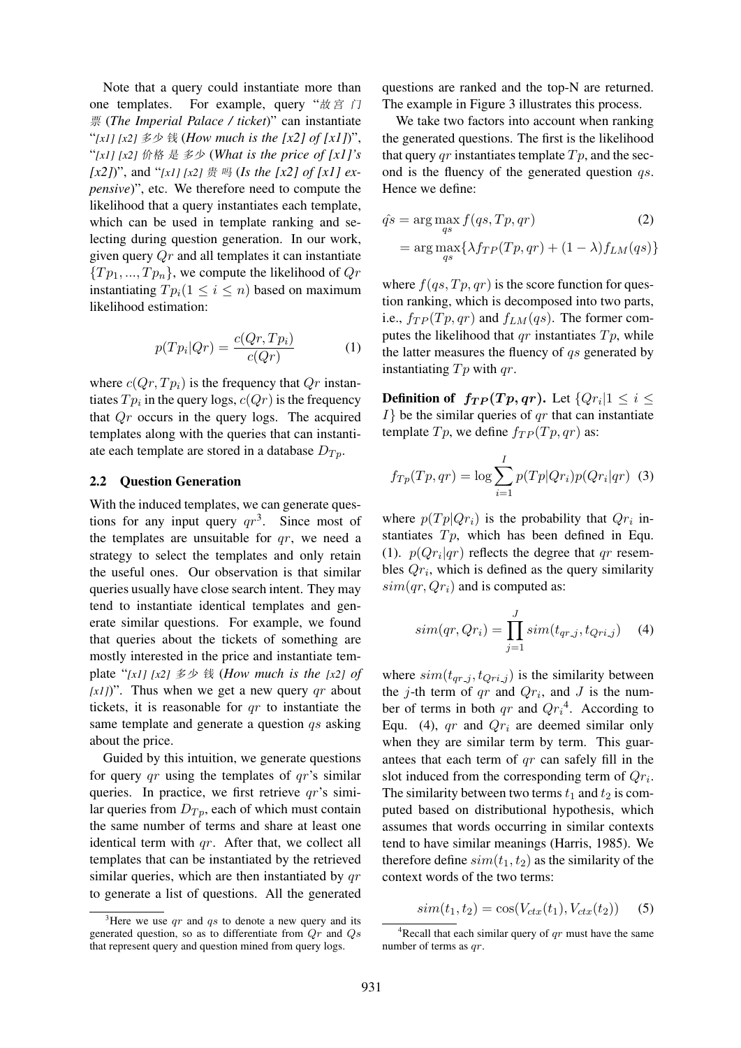Note that a query could instantiate more than one templates. For example, query "故宫 门票 (*The Imperial Palace / ticket*)" can instantiate "*[x1] [x2]* 多少 钱 (*How much is the [x2] of [x1]*)", "*[x1] [x2]* 价格 是 多少 (*What is the price of [x1]'s [x2]*)", and "*[x1] [x2]* 贵 吗 (*Is the [x2] of [x1] expensive*)", etc. We therefore need to compute the likelihood that a query instantiates each template, which can be used in template ranking and selecting during question generation. In our work, given query $Qr$ and all templates it can instantiate $\{Tp_1, ..., Tp_n\}$, we compute the likelihood of $Qr$ instantiating $Tp_i (1 \leq i \leq n)$ based on maximum likelihood estimation:

$$p(Tp_i|Qr) = \frac{c(Qr, Tp_i)}{c(Qr)} \tag{1}$$

where $c(Qr, Tp_i)$ is the frequency that $Qr$ instantiates $Tp_i$ in the query logs, $c(Qr)$ is the frequency that $Qr$ occurs in the query logs. The acquired templates along with the queries that can instantiate each template are stored in a database $D_{Tp}$.

## 2.2 Question Generation

With the induced templates, we can generate questions for any input query $qr$[3]. Since most of the templates are unsuitable for $qr$, we need a strategy to select the templates and only retain the useful ones. Our observation is that similar queries usually have close search intent. They may tend to instantiate identical templates and generate similar questions. For example, we found that queries about the tickets of something are mostly interested in the price and instantiate template "*[x1] [x2]* 多少 钱 (*How much is the [x2] of [x1]*)". Thus when we get a new query $qr$ about tickets, it is reasonable for $qr$ to instantiate the same template and generate a question $qs$ asking about the price.

Guided by this intuition, we generate questions for query $qr$ using the templates of $qr$'s similar queries. In practice, we first retrieve $qr$'s similar queries from $D_{Tp}$, each of which must contain the same number of terms and share at least one identical term with $qr$. After that, we collect all templates that can be instantiated by the retrieved similar queries, which are then instantiated by $qr$ to generate a list of questions. All the generated questions are ranked and the top-N are returned. The example in Figure 3 illustrates this process.

We take two factors into account when ranking the generated questions. The first is the likelihood that query $qr$ instantiates template $Tp$, and the second is the fluency of the generated question $qs$. Hence we define:

$$\begin{aligned} \hat{qs} &= \arg\max_{qs} f(qs, Tp, qr) \quad (2) \\ &= \arg\max_{qs} \{\lambda f_{TP}(Tp, qr) + (1 - \lambda) f_{LM}(qs)\} \end{aligned}$$

where $f(qs, Tp, qr)$ is the score function for question ranking, which is decomposed into two parts, i.e., $f_{TP}(Tp, qr)$ and $f_{LM}(qs)$. The former computes the likelihood that $qr$ instantiates $Tp$, while the latter measures the fluency of $qs$ generated by instantiating $Tp$ with $qr$.

**Definition of $f_{TP}(Tp, qr)$.** Let $\{Qr_i | 1 \leq i \leq I\}$ be the similar queries of $qr$ that can instantiate template $Tp$, we define $f_{TP}(Tp, qr)$ as:

$$f_{Tp}(Tp, qr) = \log \sum_{i=1}^{I} p(Tp|Qr_i) p(Qr_i|qr) \tag{3}$$

where $p(Tp|Qr_i)$ is the probability that $Qr_i$ instantiates $Tp$, which has been defined in Equ. (1). $p(Qr_i|qr)$ reflects the degree that $qr$ resembles $Qr_i$, which is defined as the query similarity $sim(qr, Qr_i)$ and is computed as:

$$sim(qr, Qr_i) = \prod_{j=1}^{J} sim(t_{qr\_j}, t_{Qri\_j}) \tag{4}$$

where $sim(t_{qr\_j}, t_{Qri\_j})$ is the similarity between the $j$-th term of $qr$ and $Qr_i$, and $J$ is the number of terms in both $qr$ and $Qr_i$[4]. According to Equ. (4), $qr$ and $Qr_i$ are deemed similar only when they are similar term by term. This guarantees that each term of $qr$ can safely fill in the slot induced from the corresponding term of $Qr_i$. The similarity between two terms $t_1$ and $t_2$ is computed based on distributional hypothesis, which assumes that words occurring in similar contexts tend to have similar meanings (Harris, 1985). We therefore define $sim(t_1, t_2)$ as the similarity of the context words of the two terms:

$$sim(t_1, t_2) = \cos(V_{ctx}(t_1), V_{ctx}(t_2)) \tag{5}$$

[3] Here we use $qr$ and $qs$ to denote a new query and its generated question, so as to differentiate from $Qr$ and $Qs$ that represent query and question mined from query logs.

[4] Recall that each similar query of $qr$ must have the same number of terms as $qr$.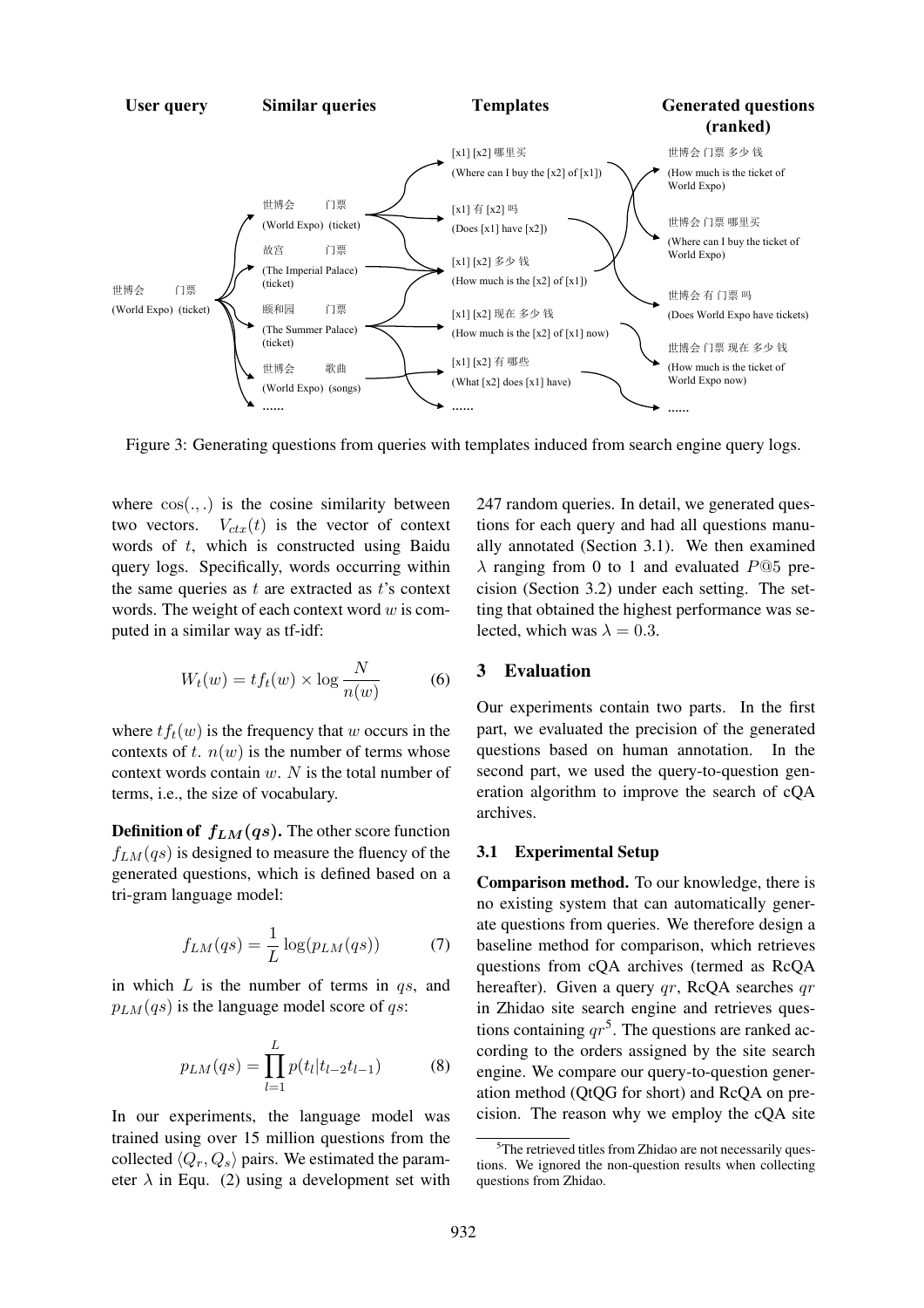Figure 3: Generating questions from queries with templates induced from search engine query logs.

where $\cos(.,.)$ is the cosine similarity between two vectors. $V_{ctx}(t)$ is the vector of context words of $t$, which is constructed using Baidu query logs. Specifically, words occurring within the same queries as $t$ are extracted as $t$'s context words. The weight of each context word $w$ is computed in a similar way as tf-idf:

$$W_t(w) = tf_t(w) \times \log \frac{N}{n(w)} \tag{6}$$

where $tf_t(w)$ is the frequency that $w$ occurs in the contexts of $t$. $n(w)$ is the number of terms whose context words contain $w$. $N$ is the total number of terms, i.e., the size of vocabulary.

**Definition of $f_{LM}(qs)$.** The other score function $f_{LM}(qs)$ is designed to measure the fluency of the generated questions, which is defined based on a tri-gram language model:

$$f_{LM}(qs) = \frac{1}{L} \log(p_{LM}(qs)) \tag{7}$$

in which $L$ is the number of terms in $qs$, and $p_{LM}(qs)$ is the language model score of $qs$:

$$p_{LM}(qs) = \prod_{l=1}^{L} p(t_l | t_{l-2} t_{l-1}) \tag{8}$$

In our experiments, the language model was trained using over 15 million questions from the collected $\langle Q_r, Q_s \rangle$ pairs. We estimated the parameter $\lambda$ in Equ. (2) using a development set with 247 random queries. In detail, we generated questions for each query and had all questions manually annotated (Section 3.1). We then examined $\lambda$ ranging from 0 to 1 and evaluated $P@5$ precision (Section 3.2) under each setting. The setting that obtained the highest performance was selected, which was $\lambda = 0.3$.

## 3 Evaluation

Our experiments contain two parts. In the first part, we evaluated the precision of the generated questions based on human annotation. In the second part, we used the query-to-question generation algorithm to improve the search of cQA archives.

### 3.1 Experimental Setup

**Comparison method.** To our knowledge, there is no existing system that can automatically generate questions from queries. We therefore design a baseline method for comparison, which retrieves questions from cQA archives (termed as RcQA hereafter). Given a query $qr$, RcQA searches $qr$ in Zhidao site search engine and retrieves questions containing $qr$[5]. The questions are ranked according to the orders assigned by the site search engine. We compare our query-to-question generation method (QtQG for short) and RcQA on precision. The reason why we employ the cQA site

[5] The retrieved titles from Zhidao are not necessarily questions. We ignored the non-question results when collecting questions from Zhidao.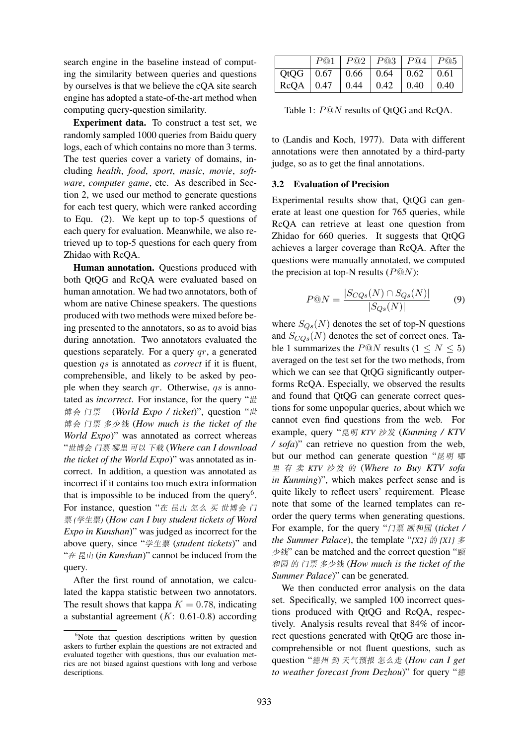search engine in the baseline instead of computing the similarity between queries and questions by ourselves is that we believe the cQA site search engine has adopted a state-of-the-art method when computing query-question similarity.

**Experiment data.** To construct a test set, we randomly sampled 1000 queries from Baidu query logs, each of which contains no more than 3 terms. The test queries cover a variety of domains, including *health*, *food*, *sport*, *music*, *movie*, *software*, *computer game*, etc. As described in Section 2, we used our method to generate questions for each test query, which were ranked according to Equ. (2). We kept up to top-5 questions of each query for evaluation. Meanwhile, we also retrieved up to top-5 questions for each query from Zhidao with RcQA.

**Human annotation.** Questions produced with both QtQG and RcQA were evaluated based on human annotation. We had two annotators, both of whom are native Chinese speakers. The questions produced with two methods were mixed before being presented to the annotators, so as to avoid bias during annotation. Two annotators evaluated the questions separately. For a query $qr$, a generated question $qs$ is annotated as *correct* if it is fluent, comprehensible, and likely to be asked by people when they search $qr$. Otherwise, $qs$ is annotated as *incorrect*. For instance, for the query "*世博会 门票 (World Expo / ticket)*", question "*世博会 门票 多少钱 (How much is the ticket of the World Expo)*" was annotated as correct whereas "*世博会 门票 哪里 可以 下载 (Where can I download the ticket of the World Expo)*" was annotated as incorrect. In addition, a question was annotated as incorrect if it contains too much extra information that is impossible to be induced from the query[6]. For instance, question "*在 昆山 怎么 买 世博会 门票 (学生票) (How can I buy student tickets of Word Expo in Kunshan)*" was judged as incorrect for the above query, since "*学生票 (student tickets)*" and "*在 昆山 (in Kunshan)*" cannot be induced from the query.

After the first round of annotation, we calculated the kappa statistic between two annotators. The result shows that kappa $K = 0.78$, indicating a substantial agreement ($K$: 0.61-0.8) according to (Landis and Koch, 1977). Data with different annotations were then annotated by a third-party judge, so as to get the final annotations.

[6]Note that question descriptions written by question askers to further explain the questions are not extracted and evaluated together with questions, thus our evaluation metrics are not biased against questions with long and verbose descriptions.

|  | $P@1$ | $P@2$ | $P@3$ | $P@4$ | $P@5$ |
|---|---|---|---|---|---|
| QtQG | 0.67 | 0.66 | 0.64 | 0.62 | 0.61 |
| RcQA | 0.47 | 0.44 | 0.42 | 0.40 | 0.40 |

Table 1: $P@N$ results of QtQG and RcQA.

### 3.2 Evaluation of Precision

Experimental results show that, QtQG can generate at least one question for 765 queries, while RcQA can retrieve at least one question from Zhidao for 660 queries. It suggests that QtQG achieves a larger coverage than RcQA. After the questions were manually annotated, we computed the precision at top-N results ($P@N$):

$$P@N = \frac{|S_{CQs}(N) \cap S_{Qs}(N)|}{|S_{Qs}(N)|} \quad (9)$$

where $S_{Qs}(N)$ denotes the set of top-N questions and $S_{CQs}(N)$ denotes the set of correct ones. Table 1 summarizes the $P@N$ results ($1 \leq N \leq 5$) averaged on the test set for the two methods, from which we can see that QtQG significantly outperforms RcQA. Especially, we observed the results and found that QtQG can generate correct questions for some unpopular queries, about which we cannot even find questions from the web. For example, query "*昆明 KTV 沙发 (Kunming / KTV / sofa)*" can retrieve no question from the web, but our method can generate question "*昆明 哪里 有 卖 KTV 沙发 的 (Where to Buy KTV sofa in Kunming)*", which makes perfect sense and is quite likely to reflect users' requirement. Please note that some of the learned templates can reorder the query terms when generating questions. For example, for the query "*门票 颐和园 (ticket / the Summer Palace)*, the template "*[X2] 的 [X1] 多少钱*" can be matched and the correct question "*颐和园 的 门票 多少钱 (How much is the ticket of the Summer Palace)*" can be generated.

We then conducted error analysis on the data set. Specifically, we sampled 100 incorrect questions produced with QtQG and RcQA, respectively. Analysis results reveal that 84% of incorrect questions generated with QtQG are those incomprehensible or not fluent questions, such as question "*德州 到 天气预报 怎么走 (How can I get to weather forecast from Dezhou)*" for query "*德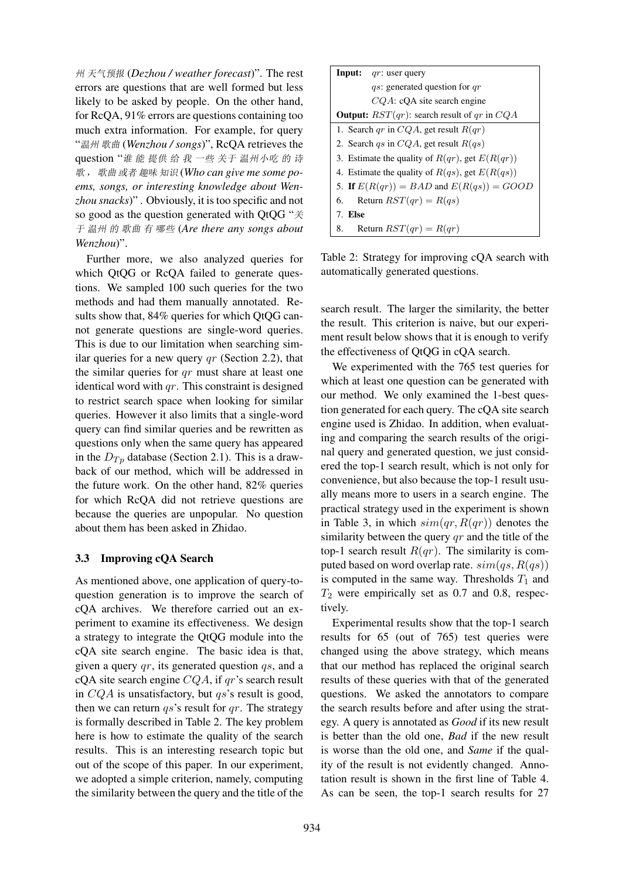州 天气预报 (*Dezhou / weather forecast*)". The rest errors are questions that are well formed but less likely to be asked by people. On the other hand, for RcQA, 91% errors are questions containing too much extra information. For example, for query "温州 歌曲 (*Wenzhou / songs*)", RcQA retrieves the question "谁 能 提供 给 我 一些 关于 温州小吃 的 诗歌，歌曲 或者 趣味 知识 (*Who can give me some poems, songs, or interesting knowledge about Wenzhou snacks*)". Obviously, it is too specific and not so good as the question generated with QtQG "关于 温州 的 歌曲 有 哪些 (*Are there any songs about Wenzhou*)".

Further more, we also analyzed queries for which QtQG or RcQA failed to generate questions. We sampled 100 such queries for the two methods and had them manually annotated. Results show that, 84% queries for which QtQG cannot generate questions are single-word queries. This is due to our limitation when searching similar queries for a new query $qr$ (Section 2.2), that the similar queries for $qr$ must share at least one identical word with $qr$. This constraint is designed to restrict search space when looking for similar queries. However it also limits that a single-word query can find similar queries and be rewritten as questions only when the same query has appeared in the $D_{Tp}$ database (Section 2.1). This is a drawback of our method, which will be addressed in the future work. On the other hand, 82% queries for which RcQA did not retrieve questions are because the queries are unpopular. No question about them has been asked in Zhidao.

### 3.3 Improving cQA Search

As mentioned above, one application of query-to-question generation is to improve the search of cQA archives. We therefore carried out an experiment to examine its effectiveness. We design a strategy to integrate the QtQG module into the cQA site search engine. The basic idea is that, given a query $qr$, its generated question $qs$, and a cQA site search engine $CQA$, if $qr$'s search result in $CQA$ is unsatisfactory, but $qs$'s result is good, then we can return $qs$'s result for $qr$. The strategy is formally described in Table 2. The key problem here is how to estimate the quality of the search results. This is an interesting research topic but out of the scope of this paper. In our experiment, we adopted a simple criterion, namely, computing the similarity between the query and the title of the search result. The larger the similarity, the better the result. This criterion is naive, but our experiment result below shows that it is enough to verify the effectiveness of QtQG in cQA search.

| **Input:** $qr$: user query |
|---|
| $qs$: generated question for $qr$ |
| $CQA$: cQA site search engine |
| **Output:** $RST(qr)$: search result of $qr$ in $CQA$ |
| 1. Search $qr$ in $CQA$, get result $R(qr)$ |
| 2. Search $qs$ in $CQA$, get result $R(qs)$ |
| 3. Estimate the quality of $R(qr)$, get $E(R(qr))$ |
| 4. Estimate the quality of $R(qs)$, get $E(R(qs))$ |
| 5. **If** $E(R(qr)) = BAD$ and $E(R(qs)) = GOOD$ |
| 6. Return $RST(qr) = R(qs)$ |
| 7. **Else** |
| 8. Return $RST(qr) = R(qr)$ |

Table 2: Strategy for improving cQA search with automatically generated questions.

We experimented with the 765 test queries for which at least one question can be generated with our method. We only examined the 1-best question generated for each query. The cQA site search engine used is Zhidao. In addition, when evaluating and comparing the search results of the original query and generated question, we just considered the top-1 search result, which is not only for convenience, but also because the top-1 result usually means more to users in a search engine. The practical strategy used in the experiment is shown in Table 3, in which $sim(qr, R(qr))$ denotes the similarity between the query $qr$ and the title of the top-1 search result $R(qr)$. The similarity is computed based on word overlap rate. $sim(qs, R(qs))$ is computed in the same way. Thresholds $T_1$ and $T_2$ were empirically set as 0.7 and 0.8, respectively.

Experimental results show that the top-1 search results for 65 (out of 765) test queries were changed using the above strategy, which means that our method has replaced the original search results of these queries with that of the generated questions. We asked the annotators to compare the search results before and after using the strategy. A query is annotated as *Good* if its new result is better than the old one, *Bad* if the new result is worse than the old one, and *Same* if the quality of the result is not evidently changed. Annotation result is shown in the first line of Table 4. As can be seen, the top-1 search results for 27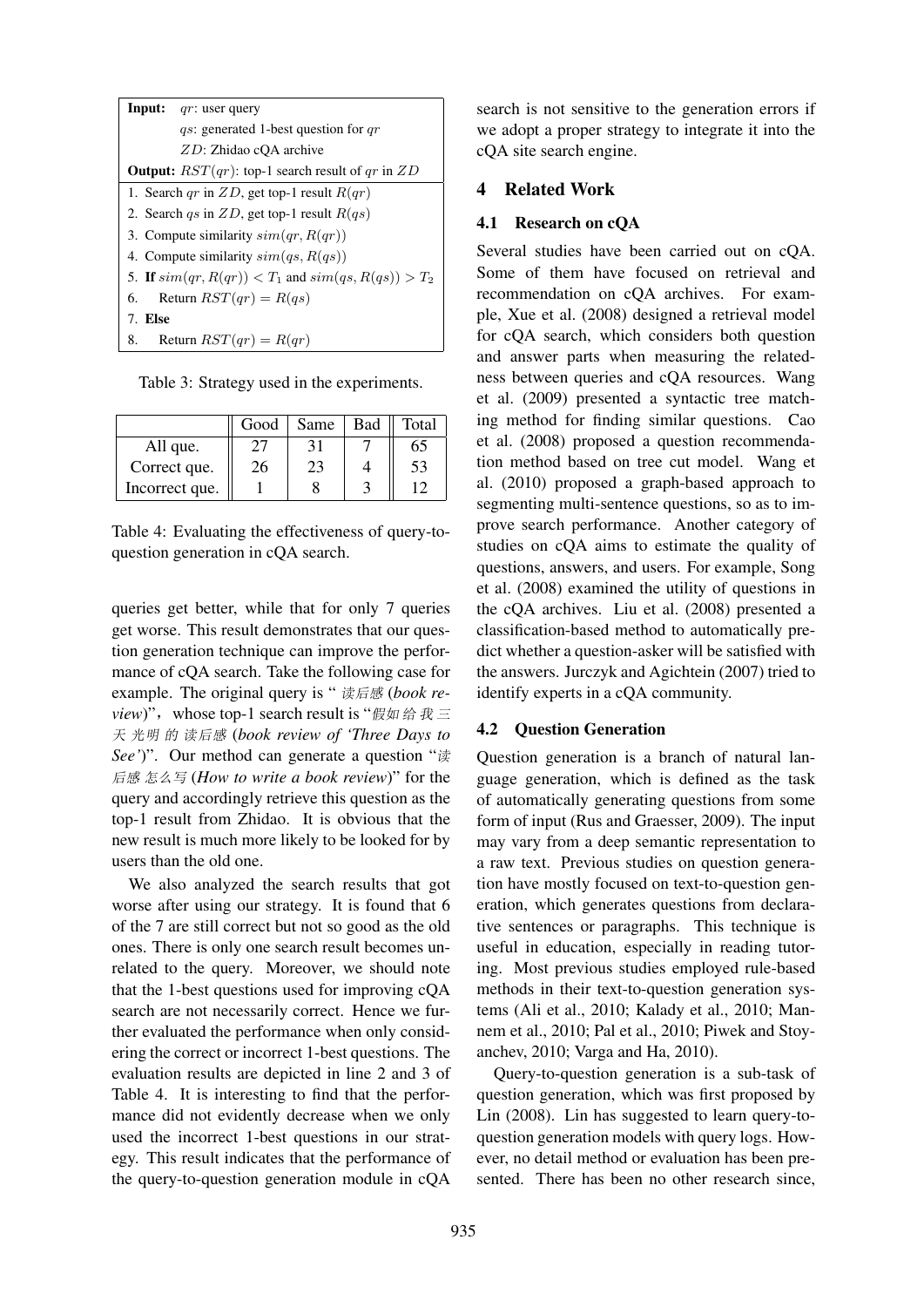| **Input:** $qr$: user query |
|---|
| $qs$: generated 1-best question for $qr$ |
| $ZD$: Zhidao cQA archive |
| **Output:** $RST(qr)$: top-1 search result of $qr$ in $ZD$ |
| 1. Search $qr$ in $ZD$, get top-1 result $R(qr)$ |
| 2. Search $qs$ in $ZD$, get top-1 result $R(qs)$ |
| 3. Compute similarity $sim(qr, R(qr))$ |
| 4. Compute similarity $sim(qs, R(qs))$ |
| 5. **If** $sim(qr, R(qr)) < T_1$ and $sim(qs, R(qs)) > T_2$ |
| 6. Return $RST(qr) = R(qs)$ |
| 7. **Else** |
| 8. Return $RST(qr) = R(qr)$ |

Table 3: Strategy used in the experiments.

| | Good | Same | Bad | Total |
|---|---|---|---|---|
| All que. | 27 | 31 | 7 | 65 |
| Correct que. | 26 | 23 | 4 | 53 |
| Incorrect que. | 1 | 8 | 3 | 12 |

Table 4: Evaluating the effectiveness of query-to-question generation in cQA search.

queries get better, while that for only 7 queries get worse. This result demonstrates that our question generation technique can improve the performance of cQA search. Take the following case for example. The original query is "读后感 (*book review*)"，whose top-1 search result is "假如 给 我 三 天 光明 的 读后感 (*book review of 'Three Days to See'*)". Our method can generate a question "读后感 怎么写 (*How to write a book review*)" for the query and accordingly retrieve this question as the top-1 result from Zhidao. It is obvious that the new result is much more likely to be looked for by users than the old one.

We also analyzed the search results that got worse after using our strategy. It is found that 6 of the 7 are still correct but not so good as the old ones. There is only one search result becomes unrelated to the query. Moreover, we should note that the 1-best questions used for improving cQA search are not necessarily correct. Hence we further evaluated the performance when only considering the correct or incorrect 1-best questions. The evaluation results are depicted in line 2 and 3 of Table 4. It is interesting to find that the performance did not evidently decrease when we only used the incorrect 1-best questions in our strategy. This result indicates that the performance of the query-to-question generation module in cQA search is not sensitive to the generation errors if we adopt a proper strategy to integrate it into the cQA site search engine.

## 4 Related Work

### 4.1 Research on cQA

Several studies have been carried out on cQA. Some of them have focused on retrieval and recommendation on cQA archives. For example, Xue et al. (2008) designed a retrieval model for cQA search, which considers both question and answer parts when measuring the relatedness between queries and cQA resources. Wang et al. (2009) presented a syntactic tree matching method for finding similar questions. Cao et al. (2008) proposed a question recommendation method based on tree cut model. Wang et al. (2010) proposed a graph-based approach to segmenting multi-sentence questions, so as to improve search performance. Another category of studies on cQA aims to estimate the quality of questions, answers, and users. For example, Song et al. (2008) examined the utility of questions in the cQA archives. Liu et al. (2008) presented a classification-based method to automatically predict whether a question-asker will be satisfied with the answers. Jurczyk and Agichtein (2007) tried to identify experts in a cQA community.

### 4.2 Question Generation

Question generation is a branch of natural language generation, which is defined as the task of automatically generating questions from some form of input (Rus and Graesser, 2009). The input may vary from a deep semantic representation to a raw text. Previous studies on question generation have mostly focused on text-to-question generation, which generates questions from declarative sentences or paragraphs. This technique is useful in education, especially in reading tutoring. Most previous studies employed rule-based methods in their text-to-question generation systems (Ali et al., 2010; Kalady et al., 2010; Mannem et al., 2010; Pal et al., 2010; Piwek and Stoyanchev, 2010; Varga and Ha, 2010).

Query-to-question generation is a sub-task of question generation, which was first proposed by Lin (2008). Lin has suggested to learn query-to-question generation models with query logs. However, no detail method or evaluation has been presented. There has been no other research since,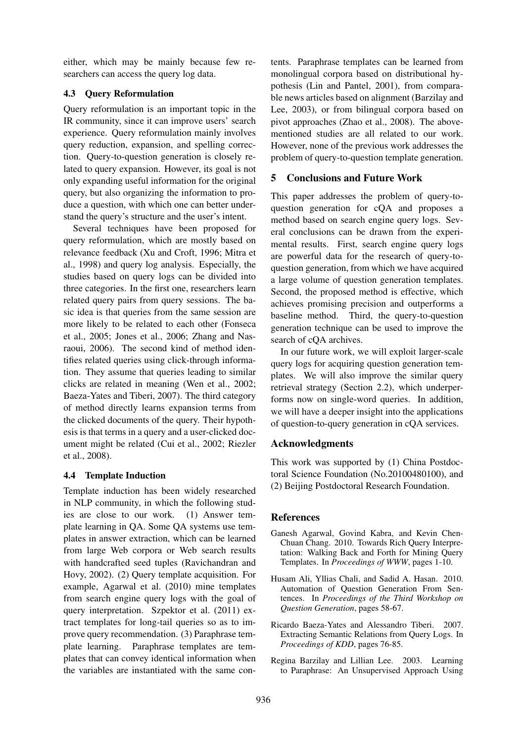either, which may be mainly because few researchers can access the query log data.

### 4.3 Query Reformulation

Query reformulation is an important topic in the IR community, since it can improve users' search experience. Query reformulation mainly involves query reduction, expansion, and spelling correction. Query-to-question generation is closely related to query expansion. However, its goal is not only expanding useful information for the original query, but also organizing the information to produce a question, with which one can better understand the query's structure and the user's intent.

Several techniques have been proposed for query reformulation, which are mostly based on relevance feedback (Xu and Croft, 1996; Mitra et al., 1998) and query log analysis. Especially, the studies based on query logs can be divided into three categories. In the first one, researchers learn related query pairs from query sessions. The basic idea is that queries from the same session are more likely to be related to each other (Fonseca et al., 2005; Jones et al., 2006; Zhang and Nasraoui, 2006). The second kind of method identifies related queries using click-through information. They assume that queries leading to similar clicks are related in meaning (Wen et al., 2002; Baeza-Yates and Tiberi, 2007). The third category of method directly learns expansion terms from the clicked documents of the query. Their hypothesis is that terms in a query and a user-clicked document might be related (Cui et al., 2002; Riezler et al., 2008).

### 4.4 Template Induction

Template induction has been widely researched in NLP community, in which the following studies are close to our work. (1) Answer template learning in QA. Some QA systems use templates in answer extraction, which can be learned from large Web corpora or Web search results with handcrafted seed tuples (Ravichandran and Hovy, 2002). (2) Query template acquisition. For example, Agarwal et al. (2010) mine templates from search engine query logs with the goal of query interpretation. Szpektor et al. (2011) extract templates for long-tail queries so as to improve query recommendation. (3) Paraphrase template learning. Paraphrase templates are templates that can convey identical information when the variables are instantiated with the same contents. Paraphrase templates can be learned from monolingual corpora based on distributional hypothesis (Lin and Pantel, 2001), from comparable news articles based on alignment (Barzilay and Lee, 2003), or from bilingual corpora based on pivot approaches (Zhao et al., 2008). The above-mentioned studies are all related to our work. However, none of the previous work addresses the problem of query-to-question template generation.

## 5 Conclusions and Future Work

This paper addresses the problem of query-to-question generation for cQA and proposes a method based on search engine query logs. Several conclusions can be drawn from the experimental results. First, search engine query logs are powerful data for the research of query-to-question generation, from which we have acquired a large volume of question generation templates. Second, the proposed method is effective, which achieves promising precision and outperforms a baseline method. Third, the query-to-question generation technique can be used to improve the search of cQA archives.

In our future work, we will exploit larger-scale query logs for acquiring question generation templates. We will also improve the similar query retrieval strategy (Section 2.2), which underperforms now on single-word queries. In addition, we will have a deeper insight into the applications of question-to-query generation in cQA services.

## Acknowledgments

This work was supported by (1) China Postdoctoral Science Foundation (No.20100480100), and (2) Beijing Postdoctoral Research Foundation.

## References

Ganesh Agarwal, Govind Kabra, and Kevin Chen-Chuan Chang. 2010. Towards Rich Query Interpretation: Walking Back and Forth for Mining Query Templates. In *Proceedings of WWW*, pages 1-10.

Husam Ali, Yllias Chali, and Sadid A. Hasan. 2010. Automation of Question Generation From Sentences. In *Proceedings of the Third Workshop on Question Generation*, pages 58-67.

Ricardo Baeza-Yates and Alessandro Tiberi. 2007. Extracting Semantic Relations from Query Logs. In *Proceedings of KDD*, pages 76-85.

Regina Barzilay and Lillian Lee. 2003. Learning to Paraphrase: An Unsupervised Approach Using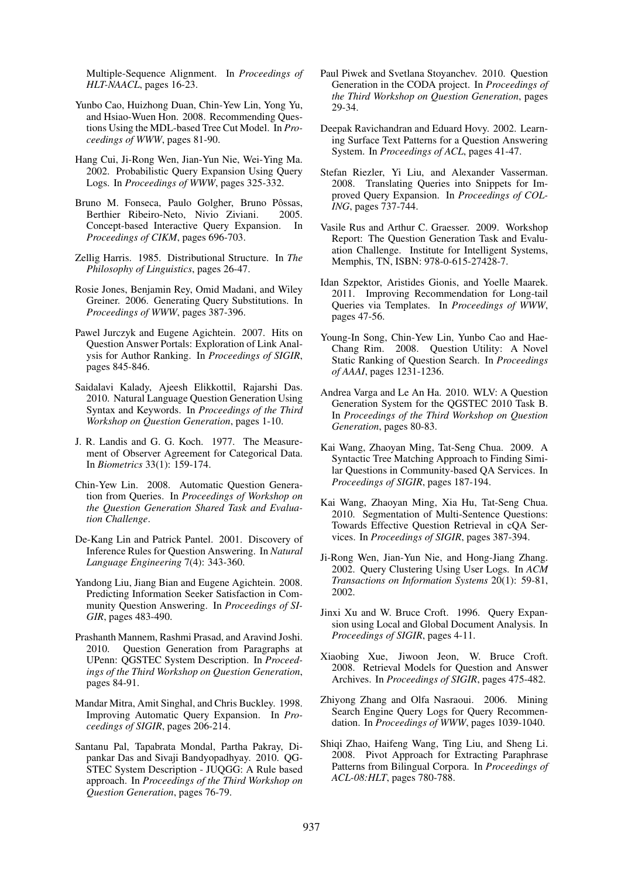Multiple-Sequence Alignment. In *Proceedings of HLT-NAACL*, pages 16-23.

Yunbo Cao, Huizhong Duan, Chin-Yew Lin, Yong Yu, and Hsiao-Wuen Hon. 2008. Recommending Questions Using the MDL-based Tree Cut Model. In *Proceedings of WWW*, pages 81-90.

Hang Cui, Ji-Rong Wen, Jian-Yun Nie, Wei-Ying Ma. 2002. Probabilistic Query Expansion Using Query Logs. In *Proceedings of WWW*, pages 325-332.

Bruno M. Fonseca, Paulo Golgher, Bruno Pôssas, Berthier Ribeiro-Neto, Nivio Ziviani. 2005. Concept-based Interactive Query Expansion. In *Proceedings of CIKM*, pages 696-703.

Zellig Harris. 1985. Distributional Structure. In *The Philosophy of Linguistics*, pages 26-47.

Rosie Jones, Benjamin Rey, Omid Madani, and Wiley Greiner. 2006. Generating Query Substitutions. In *Proceedings of WWW*, pages 387-396.

Pawel Jurczyk and Eugene Agichtein. 2007. Hits on Question Answer Portals: Exploration of Link Analysis for Author Ranking. In *Proceedings of SIGIR*, pages 845-846.

Saidalavi Kalady, Ajeesh Elikkottil, Rajarshi Das. 2010. Natural Language Question Generation Using Syntax and Keywords. In *Proceedings of the Third Workshop on Question Generation*, pages 1-10.

J. R. Landis and G. G. Koch. 1977. The Measurement of Observer Agreement for Categorical Data. In *Biometrics* 33(1): 159-174.

Chin-Yew Lin. 2008. Automatic Question Generation from Queries. In *Proceedings of Workshop on the Question Generation Shared Task and Evaluation Challenge*.

De-Kang Lin and Patrick Pantel. 2001. Discovery of Inference Rules for Question Answering. In *Natural Language Engineering* 7(4): 343-360.

Yandong Liu, Jiang Bian and Eugene Agichtein. 2008. Predicting Information Seeker Satisfaction in Community Question Answering. In *Proceedings of SIGIR*, pages 483-490.

Prashanth Mannem, Rashmi Prasad, and Aravind Joshi. 2010. Question Generation from Paragraphs at UPenn: QGSTEC System Description. In *Proceedings of the Third Workshop on Question Generation*, pages 84-91.

Mandar Mitra, Amit Singhal, and Chris Buckley. 1998. Improving Automatic Query Expansion. In *Proceedings of SIGIR*, pages 206-214.

Santanu Pal, Tapabrata Mondal, Partha Pakray, Dipankar Das and Sivaji Bandyopadhyay. 2010. QGSTEC System Description - JUQGG: A Rule based approach. In *Proceedings of the Third Workshop on Question Generation*, pages 76-79.

Paul Piwek and Svetlana Stoyanchev. 2010. Question Generation in the CODA project. In *Proceedings of the Third Workshop on Question Generation*, pages 29-34.

Deepak Ravichandran and Eduard Hovy. 2002. Learning Surface Text Patterns for a Question Answering System. In *Proceedings of ACL*, pages 41-47.

Stefan Riezler, Yi Liu, and Alexander Vasserman. 2008. Translating Queries into Snippets for Improved Query Expansion. In *Proceedings of COLING*, pages 737-744.

Vasile Rus and Arthur C. Graesser. 2009. Workshop Report: The Question Generation Task and Evaluation Challenge. Institute for Intelligent Systems, Memphis, TN, ISBN: 978-0-615-27428-7.

Idan Szpektor, Aristides Gionis, and Yoelle Maarek. 2011. Improving Recommendation for Long-tail Queries via Templates. In *Proceedings of WWW*, pages 47-56.

Young-In Song, Chin-Yew Lin, Yunbo Cao and Hae-Chang Rim. 2008. Question Utility: A Novel Static Ranking of Question Search. In *Proceedings of AAAI*, pages 1231-1236.

Andrea Varga and Le An Ha. 2010. WLV: A Question Generation System for the QGSTEC 2010 Task B. In *Proceedings of the Third Workshop on Question Generation*, pages 80-83.

Kai Wang, Zhaoyan Ming, Tat-Seng Chua. 2009. A Syntactic Tree Matching Approach to Finding Similar Questions in Community-based QA Services. In *Proceedings of SIGIR*, pages 187-194.

Kai Wang, Zhaoyan Ming, Xia Hu, Tat-Seng Chua. 2010. Segmentation of Multi-Sentence Questions: Towards Effective Question Retrieval in cQA Services. In *Proceedings of SIGIR*, pages 387-394.

Ji-Rong Wen, Jian-Yun Nie, and Hong-Jiang Zhang. 2002. Query Clustering Using User Logs. In *ACM Transactions on Information Systems* 20(1): 59-81, 2002.

Jinxi Xu and W. Bruce Croft. 1996. Query Expansion using Local and Global Document Analysis. In *Proceedings of SIGIR*, pages 4-11.

Xiaobing Xue, Jiwoon Jeon, W. Bruce Croft. 2008. Retrieval Models for Question and Answer Archives. In *Proceedings of SIGIR*, pages 475-482.

Zhiyong Zhang and Olfa Nasraoui. 2006. Mining Search Engine Query Logs for Query Recommendation. In *Proceedings of WWW*, pages 1039-1040.

Shiqi Zhao, Haifeng Wang, Ting Liu, and Sheng Li. 2008. Pivot Approach for Extracting Paraphrase Patterns from Bilingual Corpora. In *Proceedings of ACL-08:HLT*, pages 780-788.